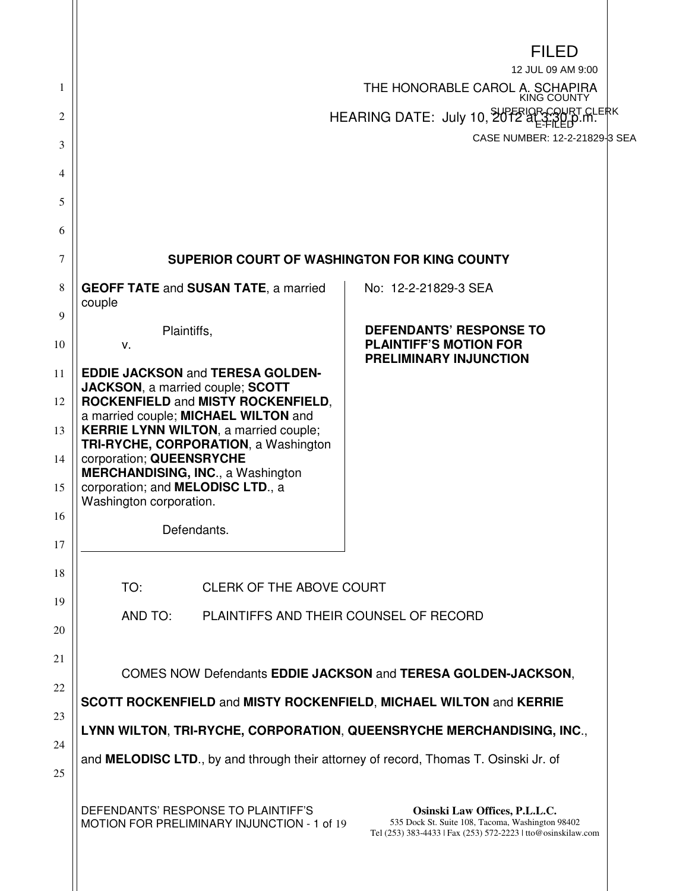FILED
12 JUL 09 AM 9:00
KING COUNTY
SUPERIOR COURT CLERK
E-FILED
CASE NUMBER: 12-2-21829-3 SEA

THE HONORABLE CAROL A. SCHAPIRA
HEARING DATE: July 10, 2012 at 3:30 p.m.

**SUPERIOR COURT OF WASHINGTON FOR KING COUNTY**

**GEOFF TATE** and **SUSAN TATE**, a married couple

Plaintiffs,

v.

**EDDIE JACKSON** and **TERESA GOLDEN-JACKSON**, a married couple; **SCOTT ROCKENFIELD** and **MISTY ROCKENFIELD**, a married couple; **MICHAEL WILTON** and **KERRIE LYNN WILTON**, a married couple; **TRI-RYCHE, CORPORATION**, a Washington corporation; **QUEENSRYCHE MERCHANDISING, INC**., a Washington corporation; and **MELODISC LTD**., a Washington corporation.

Defendants.

No: 12-2-21829-3 SEA

**DEFENDANTS' RESPONSE TO PLAINTIFF'S MOTION FOR PRELIMINARY INJUNCTION**

TO: CLERK OF THE ABOVE COURT

AND TO: PLAINTIFFS AND THEIR COUNSEL OF RECORD

COMES NOW Defendants **EDDIE JACKSON** and **TERESA GOLDEN-JACKSON**, **SCOTT ROCKENFIELD** and **MISTY ROCKENFIELD**, **MICHAEL WILTON** and **KERRIE LYNN WILTON**, **TRI-RYCHE, CORPORATION**, **QUEENSRYCHE MERCHANDISING, INC**., and **MELODISC LTD**., by and through their attorney of record, Thomas T. Osinski Jr. of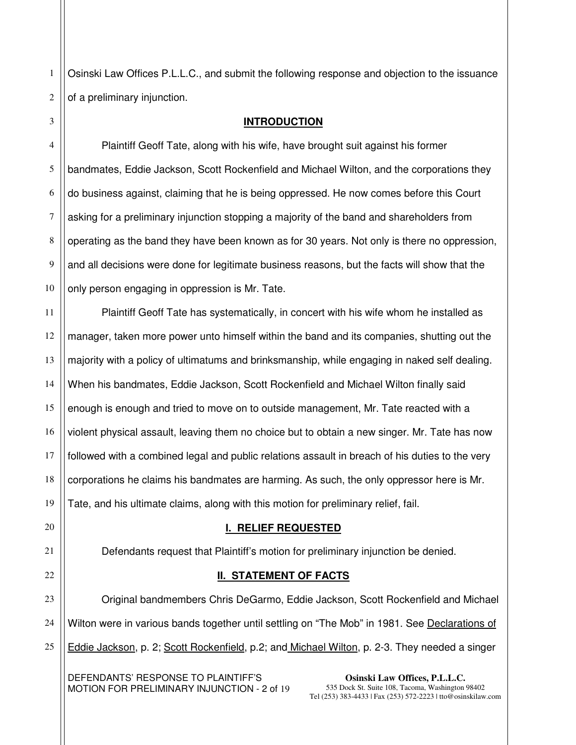Osinski Law Offices P.L.L.C., and submit the following response and objection to the issuance of a preliminary injunction.

## INTRODUCTION

Plaintiff Geoff Tate, along with his wife, have brought suit against his former bandmates, Eddie Jackson, Scott Rockenfield and Michael Wilton, and the corporations they do business against, claiming that he is being oppressed. He now comes before this Court asking for a preliminary injunction stopping a majority of the band and shareholders from operating as the band they have been known as for 30 years. Not only is there no oppression, and all decisions were done for legitimate business reasons, but the facts will show that the only person engaging in oppression is Mr. Tate.

Plaintiff Geoff Tate has systematically, in concert with his wife whom he installed as manager, taken more power unto himself within the band and its companies, shutting out the majority with a policy of ultimatums and brinksmanship, while engaging in naked self dealing. When his bandmates, Eddie Jackson, Scott Rockenfield and Michael Wilton finally said enough is enough and tried to move on to outside management, Mr. Tate reacted with a violent physical assault, leaving them no choice but to obtain a new singer. Mr. Tate has now followed with a combined legal and public relations assault in breach of his duties to the very corporations he claims his bandmates are harming. As such, the only oppressor here is Mr. Tate, and his ultimate claims, along with this motion for preliminary relief, fail.

## I. RELIEF REQUESTED

Defendants request that Plaintiff's motion for preliminary injunction be denied.

## II. STATEMENT OF FACTS

Original bandmembers Chris DeGarmo, Eddie Jackson, Scott Rockenfield and Michael Wilton were in various bands together until settling on "The Mob" in 1981. See Declarations of Eddie Jackson, p. 2; Scott Rockenfield, p.2; and Michael Wilton, p. 2-3. They needed a singer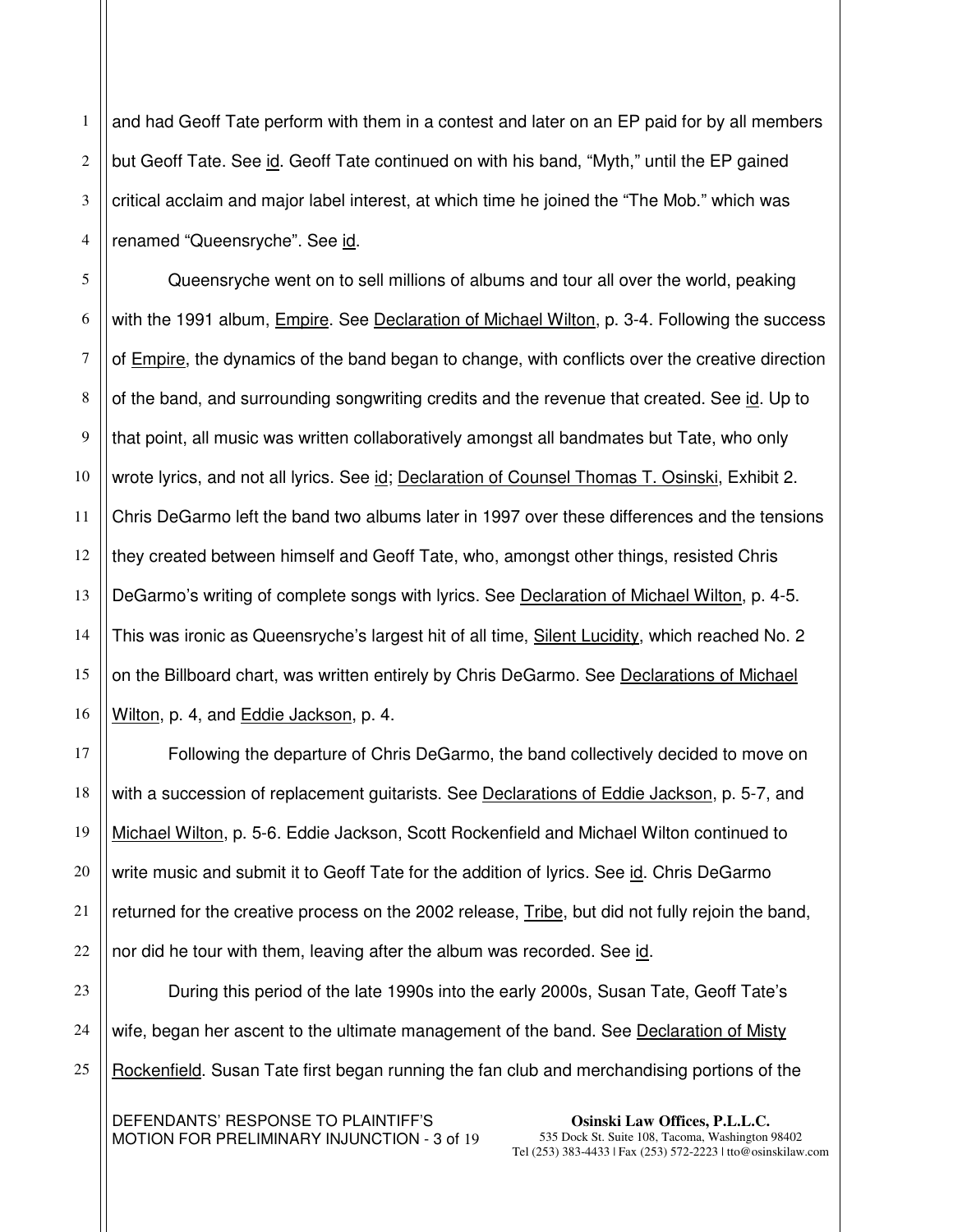and had Geoff Tate perform with them in a contest and later on an EP paid for by all members but Geoff Tate. See id. Geoff Tate continued on with his band, "Myth," until the EP gained critical acclaim and major label interest, at which time he joined the "The Mob." which was renamed "Queensryche". See id.

Queensryche went on to sell millions of albums and tour all over the world, peaking with the 1991 album, Empire. See Declaration of Michael Wilton, p. 3-4. Following the success of Empire, the dynamics of the band began to change, with conflicts over the creative direction of the band, and surrounding songwriting credits and the revenue that created. See id. Up to that point, all music was written collaboratively amongst all bandmates but Tate, who only wrote lyrics, and not all lyrics. See id; Declaration of Counsel Thomas T. Osinski, Exhibit 2. Chris DeGarmo left the band two albums later in 1997 over these differences and the tensions they created between himself and Geoff Tate, who, amongst other things, resisted Chris DeGarmo's writing of complete songs with lyrics. See Declaration of Michael Wilton, p. 4-5. This was ironic as Queensryche's largest hit of all time, Silent Lucidity, which reached No. 2 on the Billboard chart, was written entirely by Chris DeGarmo. See Declarations of Michael Wilton, p. 4, and Eddie Jackson, p. 4.

Following the departure of Chris DeGarmo, the band collectively decided to move on with a succession of replacement guitarists. See Declarations of Eddie Jackson, p. 5-7, and Michael Wilton, p. 5-6. Eddie Jackson, Scott Rockenfield and Michael Wilton continued to write music and submit it to Geoff Tate for the addition of lyrics. See id. Chris DeGarmo returned for the creative process on the 2002 release, Tribe, but did not fully rejoin the band, nor did he tour with them, leaving after the album was recorded. See id.

During this period of the late 1990s into the early 2000s, Susan Tate, Geoff Tate's wife, began her ascent to the ultimate management of the band. See Declaration of Misty Rockenfield. Susan Tate first began running the fan club and merchandising portions of the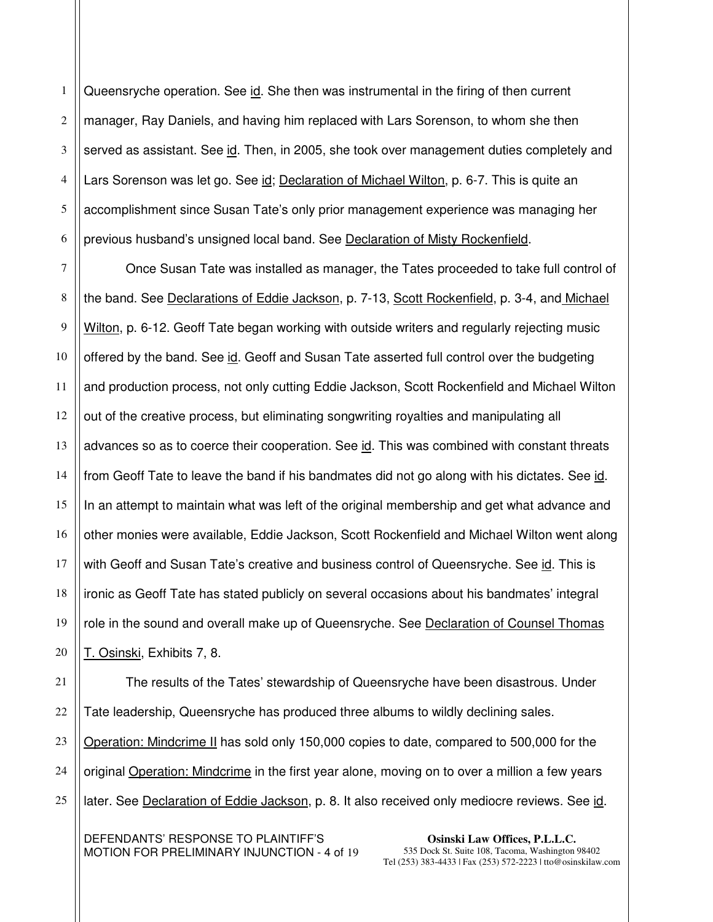Queensryche operation. See id. She then was instrumental in the firing of then current manager, Ray Daniels, and having him replaced with Lars Sorenson, to whom she then served as assistant. See id. Then, in 2005, she took over management duties completely and Lars Sorenson was let go. See id; Declaration of Michael Wilton, p. 6-7. This is quite an accomplishment since Susan Tate's only prior management experience was managing her previous husband's unsigned local band. See Declaration of Misty Rockenfield.

Once Susan Tate was installed as manager, the Tates proceeded to take full control of the band. See Declarations of Eddie Jackson, p. 7-13, Scott Rockenfield, p. 3-4, and Michael Wilton, p. 6-12. Geoff Tate began working with outside writers and regularly rejecting music offered by the band. See id. Geoff and Susan Tate asserted full control over the budgeting and production process, not only cutting Eddie Jackson, Scott Rockenfield and Michael Wilton out of the creative process, but eliminating songwriting royalties and manipulating all advances so as to coerce their cooperation. See id. This was combined with constant threats from Geoff Tate to leave the band if his bandmates did not go along with his dictates. See id. In an attempt to maintain what was left of the original membership and get what advance and other monies were available, Eddie Jackson, Scott Rockenfield and Michael Wilton went along with Geoff and Susan Tate's creative and business control of Queensryche. See id. This is ironic as Geoff Tate has stated publicly on several occasions about his bandmates' integral role in the sound and overall make up of Queensryche. See Declaration of Counsel Thomas T. Osinski, Exhibits 7, 8.

The results of the Tates' stewardship of Queensryche have been disastrous. Under Tate leadership, Queensryche has produced three albums to wildly declining sales. Operation: Mindcrime II has sold only 150,000 copies to date, compared to 500,000 for the original Operation: Mindcrime in the first year alone, moving on to over a million a few years later. See Declaration of Eddie Jackson, p. 8. It also received only mediocre reviews. See id.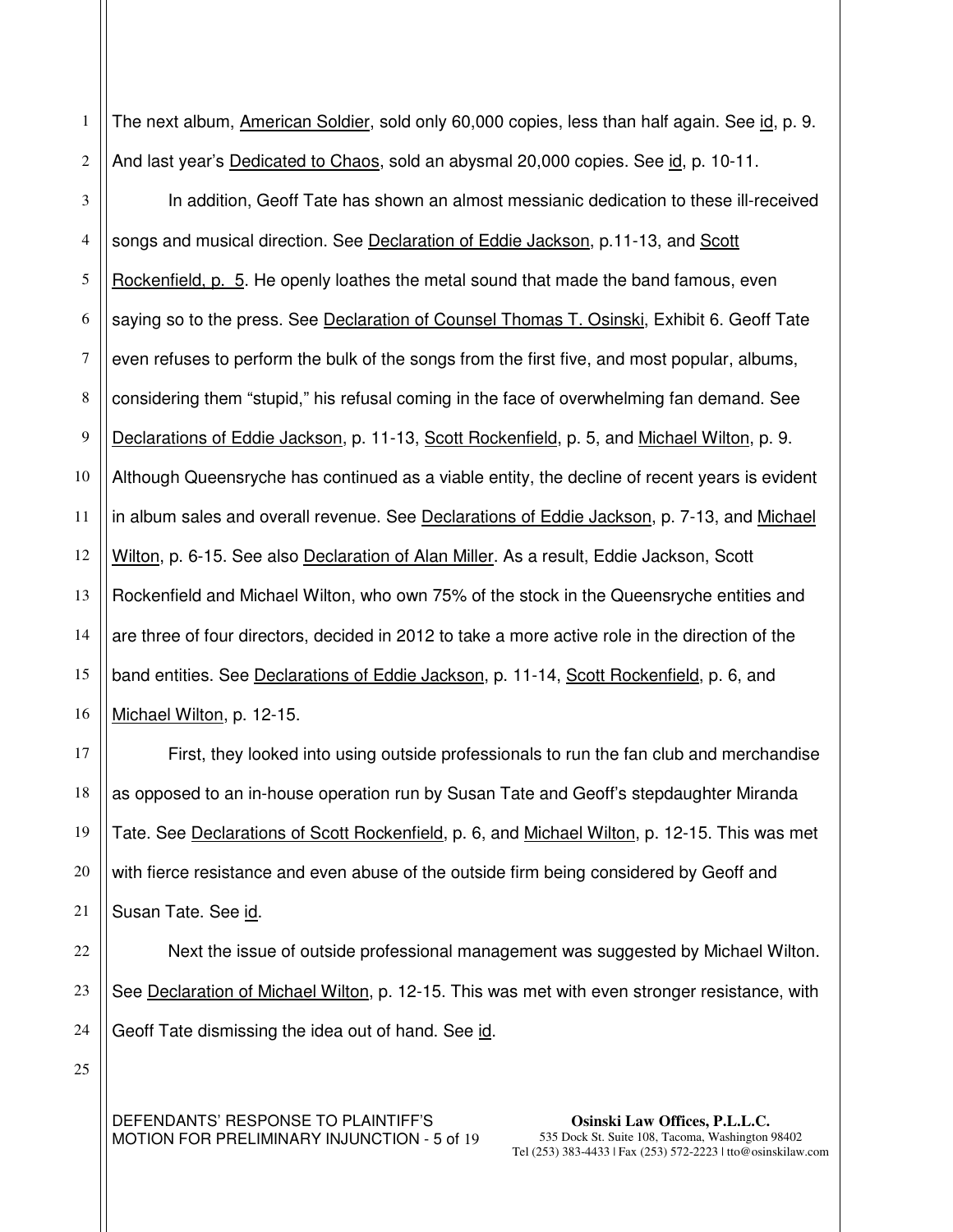The next album, American Soldier, sold only 60,000 copies, less than half again. See id, p. 9. And last year's Dedicated to Chaos, sold an abysmal 20,000 copies. See id, p. 10-11.

In addition, Geoff Tate has shown an almost messianic dedication to these ill-received songs and musical direction. See Declaration of Eddie Jackson, p.11-13, and Scott Rockenfield, p. 5. He openly loathes the metal sound that made the band famous, even saying so to the press. See Declaration of Counsel Thomas T. Osinski, Exhibit 6. Geoff Tate even refuses to perform the bulk of the songs from the first five, and most popular, albums, considering them "stupid," his refusal coming in the face of overwhelming fan demand. See Declarations of Eddie Jackson, p. 11-13, Scott Rockenfield, p. 5, and Michael Wilton, p. 9. Although Queensryche has continued as a viable entity, the decline of recent years is evident in album sales and overall revenue. See Declarations of Eddie Jackson, p. 7-13, and Michael Wilton, p. 6-15. See also Declaration of Alan Miller. As a result, Eddie Jackson, Scott Rockenfield and Michael Wilton, who own 75% of the stock in the Queensryche entities and are three of four directors, decided in 2012 to take a more active role in the direction of the band entities. See Declarations of Eddie Jackson, p. 11-14, Scott Rockenfield, p. 6, and Michael Wilton, p. 12-15.

First, they looked into using outside professionals to run the fan club and merchandise as opposed to an in-house operation run by Susan Tate and Geoff's stepdaughter Miranda Tate. See Declarations of Scott Rockenfield, p. 6, and Michael Wilton, p. 12-15. This was met with fierce resistance and even abuse of the outside firm being considered by Geoff and Susan Tate. See id.

Next the issue of outside professional management was suggested by Michael Wilton. See Declaration of Michael Wilton, p. 12-15. This was met with even stronger resistance, with Geoff Tate dismissing the idea out of hand. See id.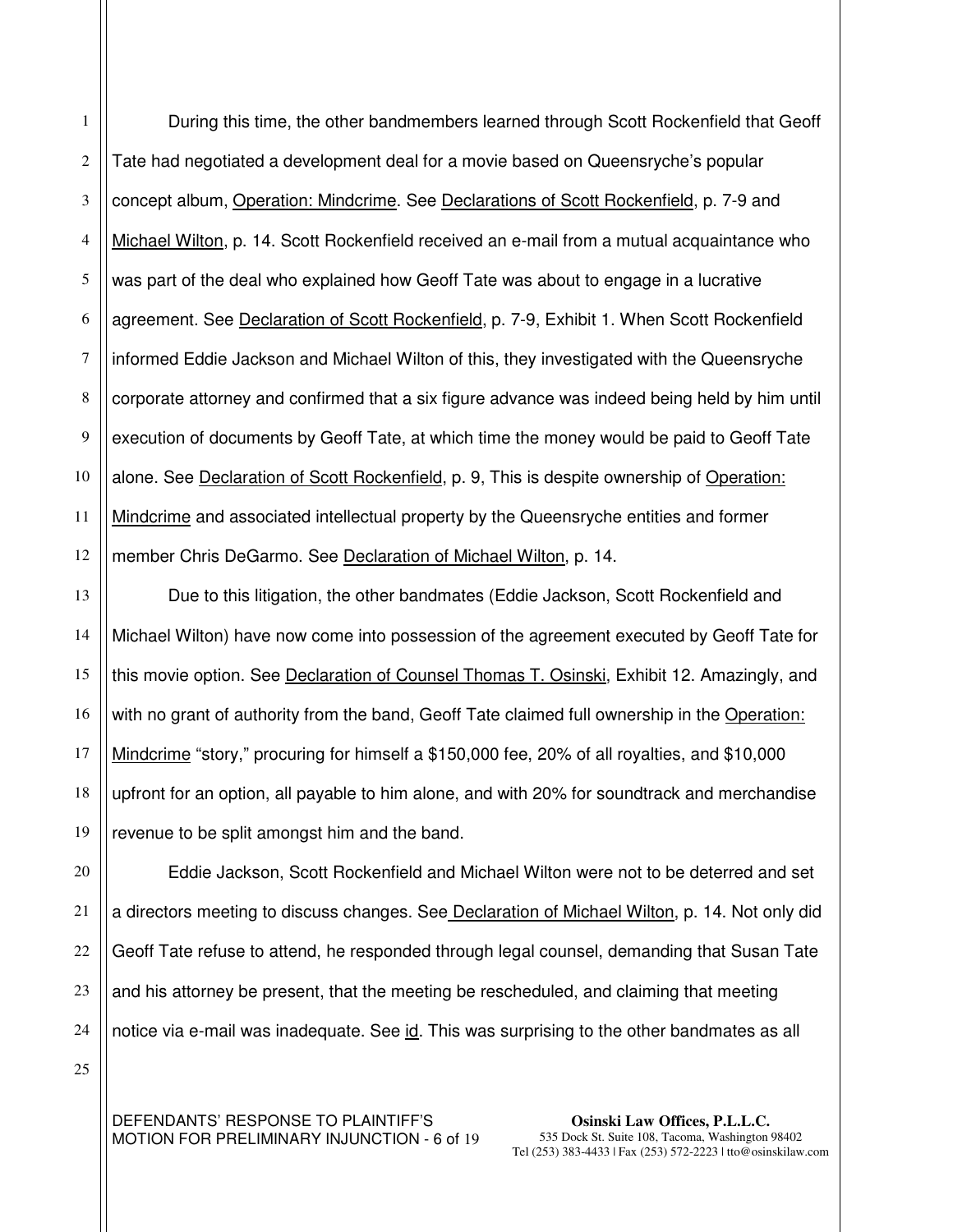During this time, the other bandmembers learned through Scott Rockenfield that Geoff Tate had negotiated a development deal for a movie based on Queensryche's popular concept album, Operation: Mindcrime. See Declarations of Scott Rockenfield, p. 7-9 and Michael Wilton, p. 14. Scott Rockenfield received an e-mail from a mutual acquaintance who was part of the deal who explained how Geoff Tate was about to engage in a lucrative agreement. See Declaration of Scott Rockenfield, p. 7-9, Exhibit 1. When Scott Rockenfield informed Eddie Jackson and Michael Wilton of this, they investigated with the Queensryche corporate attorney and confirmed that a six figure advance was indeed being held by him until execution of documents by Geoff Tate, at which time the money would be paid to Geoff Tate alone. See Declaration of Scott Rockenfield, p. 9, This is despite ownership of Operation: Mindcrime and associated intellectual property by the Queensryche entities and former member Chris DeGarmo. See Declaration of Michael Wilton, p. 14.

Due to this litigation, the other bandmates (Eddie Jackson, Scott Rockenfield and Michael Wilton) have now come into possession of the agreement executed by Geoff Tate for this movie option. See Declaration of Counsel Thomas T. Osinski, Exhibit 12. Amazingly, and with no grant of authority from the band, Geoff Tate claimed full ownership in the Operation: Mindcrime "story," procuring for himself a $150,000 fee, 20% of all royalties, and $10,000 upfront for an option, all payable to him alone, and with 20% for soundtrack and merchandise revenue to be split amongst him and the band.

Eddie Jackson, Scott Rockenfield and Michael Wilton were not to be deterred and set a directors meeting to discuss changes. See Declaration of Michael Wilton, p. 14. Not only did Geoff Tate refuse to attend, he responded through legal counsel, demanding that Susan Tate and his attorney be present, that the meeting be rescheduled, and claiming that meeting notice via e-mail was inadequate. See id. This was surprising to the other bandmates as all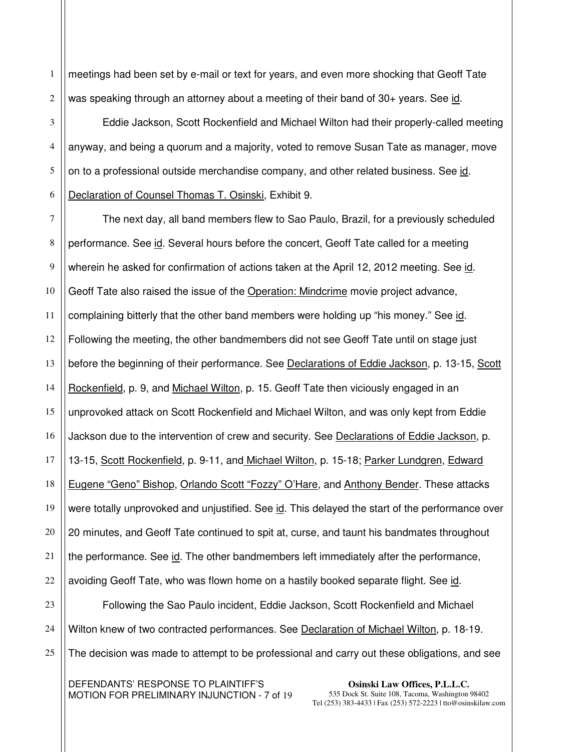meetings had been set by e-mail or text for years, and even more shocking that Geoff Tate was speaking through an attorney about a meeting of their band of 30+ years. See id.

Eddie Jackson, Scott Rockenfield and Michael Wilton had their properly-called meeting anyway, and being a quorum and a majority, voted to remove Susan Tate as manager, move on to a professional outside merchandise company, and other related business. See id. Declaration of Counsel Thomas T. Osinski, Exhibit 9.

The next day, all band members flew to Sao Paulo, Brazil, for a previously scheduled performance. See id. Several hours before the concert, Geoff Tate called for a meeting wherein he asked for confirmation of actions taken at the April 12, 2012 meeting. See id. Geoff Tate also raised the issue of the Operation: Mindcrime movie project advance, complaining bitterly that the other band members were holding up "his money." See id. Following the meeting, the other bandmembers did not see Geoff Tate until on stage just before the beginning of their performance. See Declarations of Eddie Jackson, p. 13-15, Scott Rockenfield, p. 9, and Michael Wilton, p. 15. Geoff Tate then viciously engaged in an unprovoked attack on Scott Rockenfield and Michael Wilton, and was only kept from Eddie Jackson due to the intervention of crew and security. See Declarations of Eddie Jackson, p. 13-15, Scott Rockenfield, p. 9-11, and Michael Wilton, p. 15-18; Parker Lundgren, Edward Eugene "Geno" Bishop, Orlando Scott "Fozzy" O'Hare, and Anthony Bender. These attacks were totally unprovoked and unjustified. See id. This delayed the start of the performance over 20 minutes, and Geoff Tate continued to spit at, curse, and taunt his bandmates throughout the performance. See id. The other bandmembers left immediately after the performance, avoiding Geoff Tate, who was flown home on a hastily booked separate flight. See id.

Following the Sao Paulo incident, Eddie Jackson, Scott Rockenfield and Michael Wilton knew of two contracted performances. See Declaration of Michael Wilton, p. 18-19. The decision was made to attempt to be professional and carry out these obligations, and see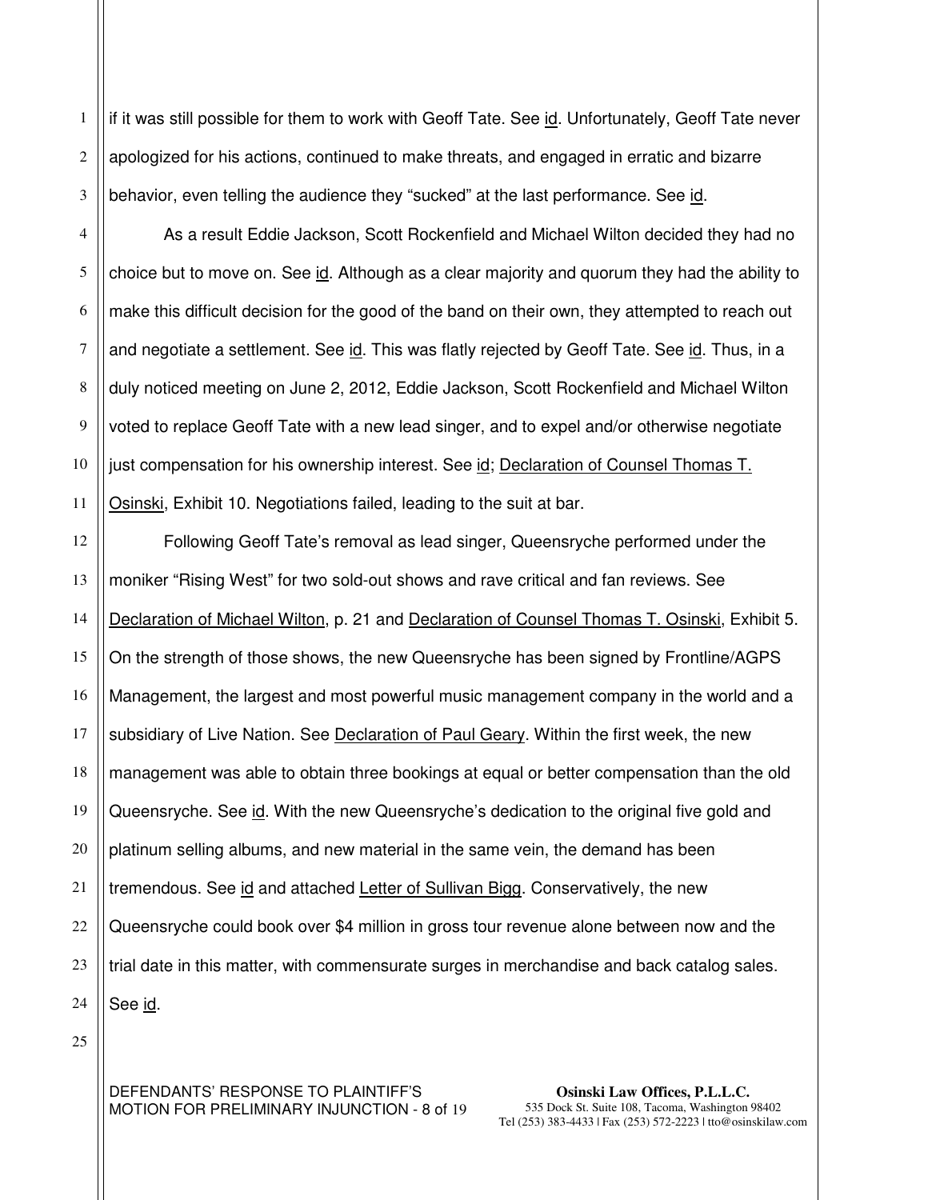if it was still possible for them to work with Geoff Tate. See id. Unfortunately, Geoff Tate never apologized for his actions, continued to make threats, and engaged in erratic and bizarre behavior, even telling the audience they "sucked" at the last performance. See id.

As a result Eddie Jackson, Scott Rockenfield and Michael Wilton decided they had no choice but to move on. See id. Although as a clear majority and quorum they had the ability to make this difficult decision for the good of the band on their own, they attempted to reach out and negotiate a settlement. See id. This was flatly rejected by Geoff Tate. See id. Thus, in a duly noticed meeting on June 2, 2012, Eddie Jackson, Scott Rockenfield and Michael Wilton voted to replace Geoff Tate with a new lead singer, and to expel and/or otherwise negotiate just compensation for his ownership interest. See id; Declaration of Counsel Thomas T. Osinski, Exhibit 10. Negotiations failed, leading to the suit at bar.

Following Geoff Tate's removal as lead singer, Queensryche performed under the moniker "Rising West" for two sold-out shows and rave critical and fan reviews. See Declaration of Michael Wilton, p. 21 and Declaration of Counsel Thomas T. Osinski, Exhibit 5. On the strength of those shows, the new Queensryche has been signed by Frontline/AGPS Management, the largest and most powerful music management company in the world and a subsidiary of Live Nation. See Declaration of Paul Geary. Within the first week, the new management was able to obtain three bookings at equal or better compensation than the old Queensryche. See id. With the new Queensryche's dedication to the original five gold and platinum selling albums, and new material in the same vein, the demand has been tremendous. See id and attached Letter of Sullivan Bigg. Conservatively, the new Queensryche could book over $4 million in gross tour revenue alone between now and the trial date in this matter, with commensurate surges in merchandise and back catalog sales. See id.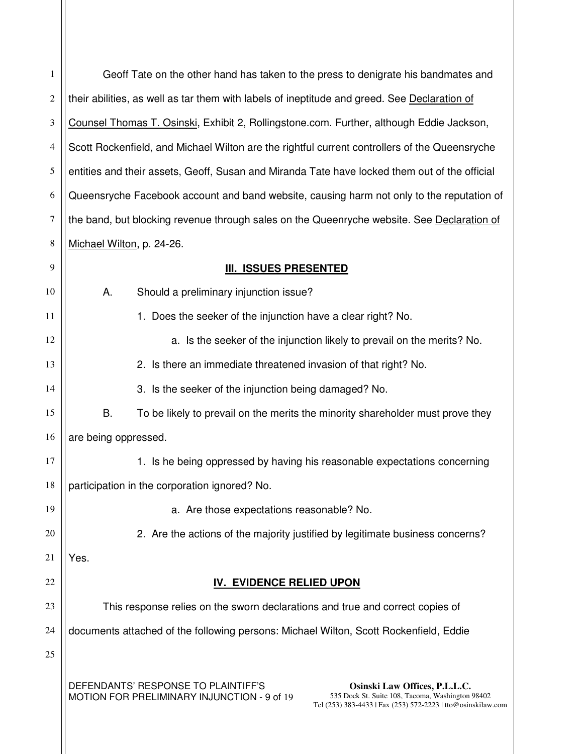Geoff Tate on the other hand has taken to the press to denigrate his bandmates and their abilities, as well as tar them with labels of ineptitude and greed. See Declaration of Counsel Thomas T. Osinski, Exhibit 2, Rollingstone.com. Further, although Eddie Jackson, Scott Rockenfield, and Michael Wilton are the rightful current controllers of the Queensryche entities and their assets, Geoff, Susan and Miranda Tate have locked them out of the official Queensryche Facebook account and band website, causing harm not only to the reputation of the band, but blocking revenue through sales on the Queenryche website. See Declaration of Michael Wilton, p. 24-26.

## III. ISSUES PRESENTED

A. Should a preliminary injunction issue?

1. Does the seeker of the injunction have a clear right? No.

a. Is the seeker of the injunction likely to prevail on the merits? No.

2. Is there an immediate threatened invasion of that right? No.

3. Is the seeker of the injunction being damaged? No.

B. To be likely to prevail on the merits the minority shareholder must prove they are being oppressed.

1. Is he being oppressed by having his reasonable expectations concerning participation in the corporation ignored? No.

a. Are those expectations reasonable? No.

2. Are the actions of the majority justified by legitimate business concerns? Yes.

## IV. EVIDENCE RELIED UPON

This response relies on the sworn declarations and true and correct copies of documents attached of the following persons: Michael Wilton, Scott Rockenfield, Eddie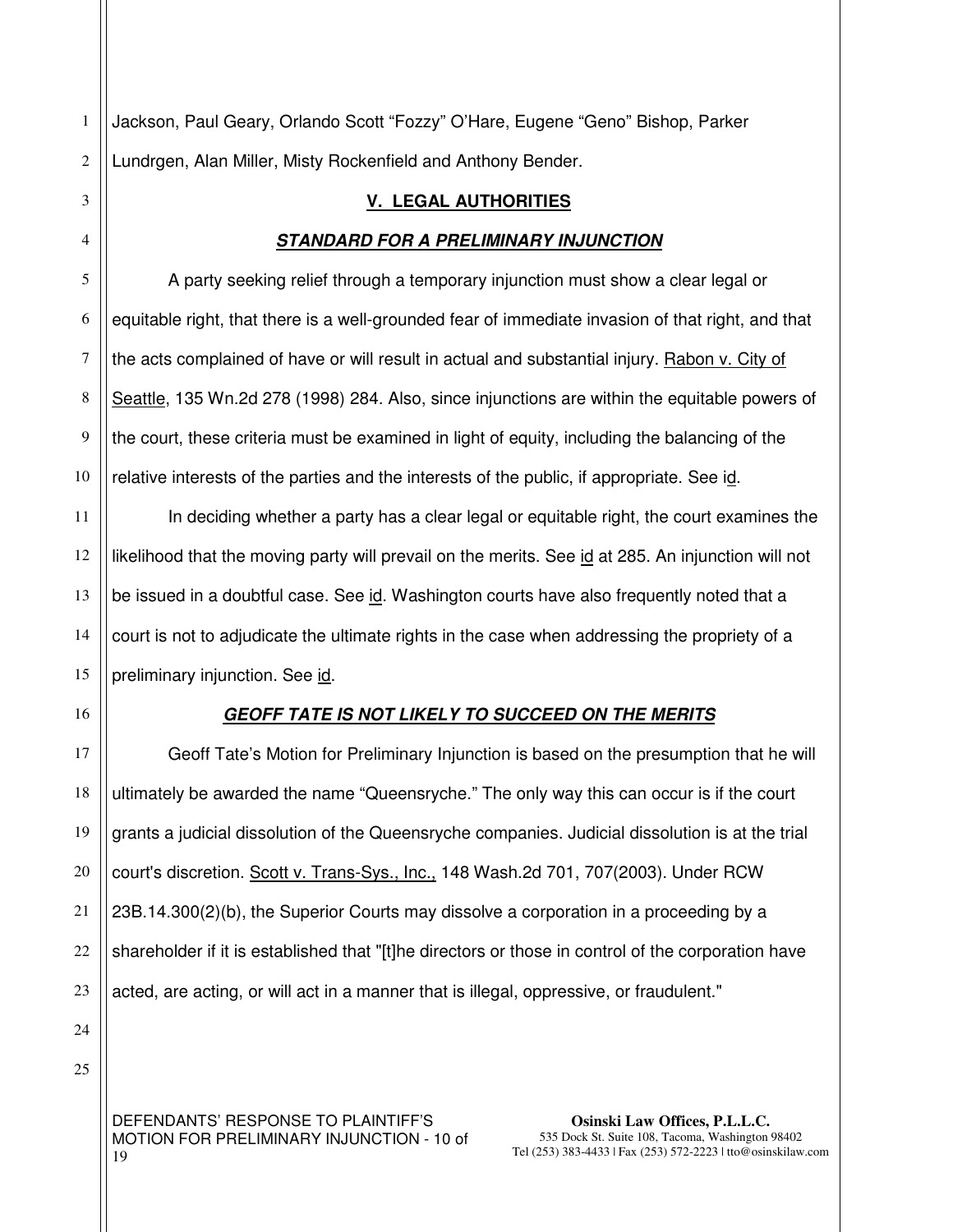Jackson, Paul Geary, Orlando Scott "Fozzy" O'Hare, Eugene "Geno" Bishop, Parker Lundrgen, Alan Miller, Misty Rockenfield and Anthony Bender.

## V. LEGAL AUTHORITIES

### ***STANDARD FOR A PRELIMINARY INJUNCTION***

A party seeking relief through a temporary injunction must show a clear legal or equitable right, that there is a well-grounded fear of immediate invasion of that right, and that the acts complained of have or will result in actual and substantial injury. Rabon v. City of Seattle, 135 Wn.2d 278 (1998) 284. Also, since injunctions are within the equitable powers of the court, these criteria must be examined in light of equity, including the balancing of the relative interests of the parties and the interests of the public, if appropriate. See id.

In deciding whether a party has a clear legal or equitable right, the court examines the likelihood that the moving party will prevail on the merits. See id at 285. An injunction will not be issued in a doubtful case. See id. Washington courts have also frequently noted that a court is not to adjudicate the ultimate rights in the case when addressing the propriety of a preliminary injunction. See id.

### ***GEOFF TATE IS NOT LIKELY TO SUCCEED ON THE MERITS***

Geoff Tate's Motion for Preliminary Injunction is based on the presumption that he will ultimately be awarded the name "Queensryche." The only way this can occur is if the court grants a judicial dissolution of the Queensryche companies. Judicial dissolution is at the trial court's discretion. Scott v. Trans-Sys., Inc., 148 Wash.2d 701, 707(2003). Under RCW 23B.14.300(2)(b), the Superior Courts may dissolve a corporation in a proceeding by a shareholder if it is established that "[t]he directors or those in control of the corporation have acted, are acting, or will act in a manner that is illegal, oppressive, or fraudulent."

DEFENDANTS' RESPONSE TO PLAINTIFF'S MOTION FOR PRELIMINARY INJUNCTION

**Osinski Law Offices, P.L.L.C.**
535 Dock St. Suite 108, Tacoma, Washington 98402
Tel (253) 383-4433 | Fax (253) 572-2223 | tto@osinskilaw.com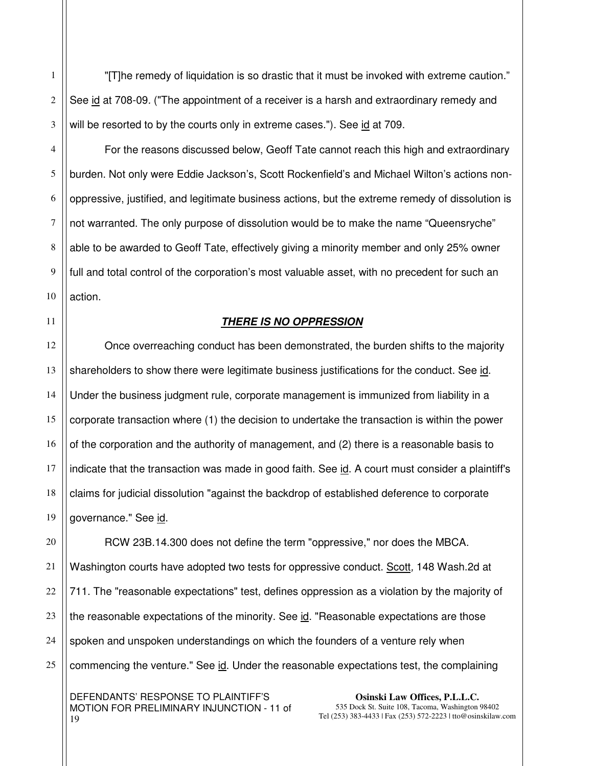"[T]he remedy of liquidation is so drastic that it must be invoked with extreme caution." See id at 708-09. ("The appointment of a receiver is a harsh and extraordinary remedy and will be resorted to by the courts only in extreme cases."). See id at 709.

For the reasons discussed below, Geoff Tate cannot reach this high and extraordinary burden. Not only were Eddie Jackson's, Scott Rockenfield's and Michael Wilton's actions non-oppressive, justified, and legitimate business actions, but the extreme remedy of dissolution is not warranted. The only purpose of dissolution would be to make the name "Queensryche" able to be awarded to Geoff Tate, effectively giving a minority member and only 25% owner full and total control of the corporation's most valuable asset, with no precedent for such an action.

## ***THERE IS NO OPPRESSION***

Once overreaching conduct has been demonstrated, the burden shifts to the majority shareholders to show there were legitimate business justifications for the conduct. See id. Under the business judgment rule, corporate management is immunized from liability in a corporate transaction where (1) the decision to undertake the transaction is within the power of the corporation and the authority of management, and (2) there is a reasonable basis to indicate that the transaction was made in good faith. See id. A court must consider a plaintiff's claims for judicial dissolution "against the backdrop of established deference to corporate governance." See id.

RCW 23B.14.300 does not define the term "oppressive," nor does the MBCA. Washington courts have adopted two tests for oppressive conduct. Scott, 148 Wash.2d at 711. The "reasonable expectations" test, defines oppression as a violation by the majority of the reasonable expectations of the minority. See id. "Reasonable expectations are those spoken and unspoken understandings on which the founders of a venture rely when commencing the venture." See id. Under the reasonable expectations test, the complaining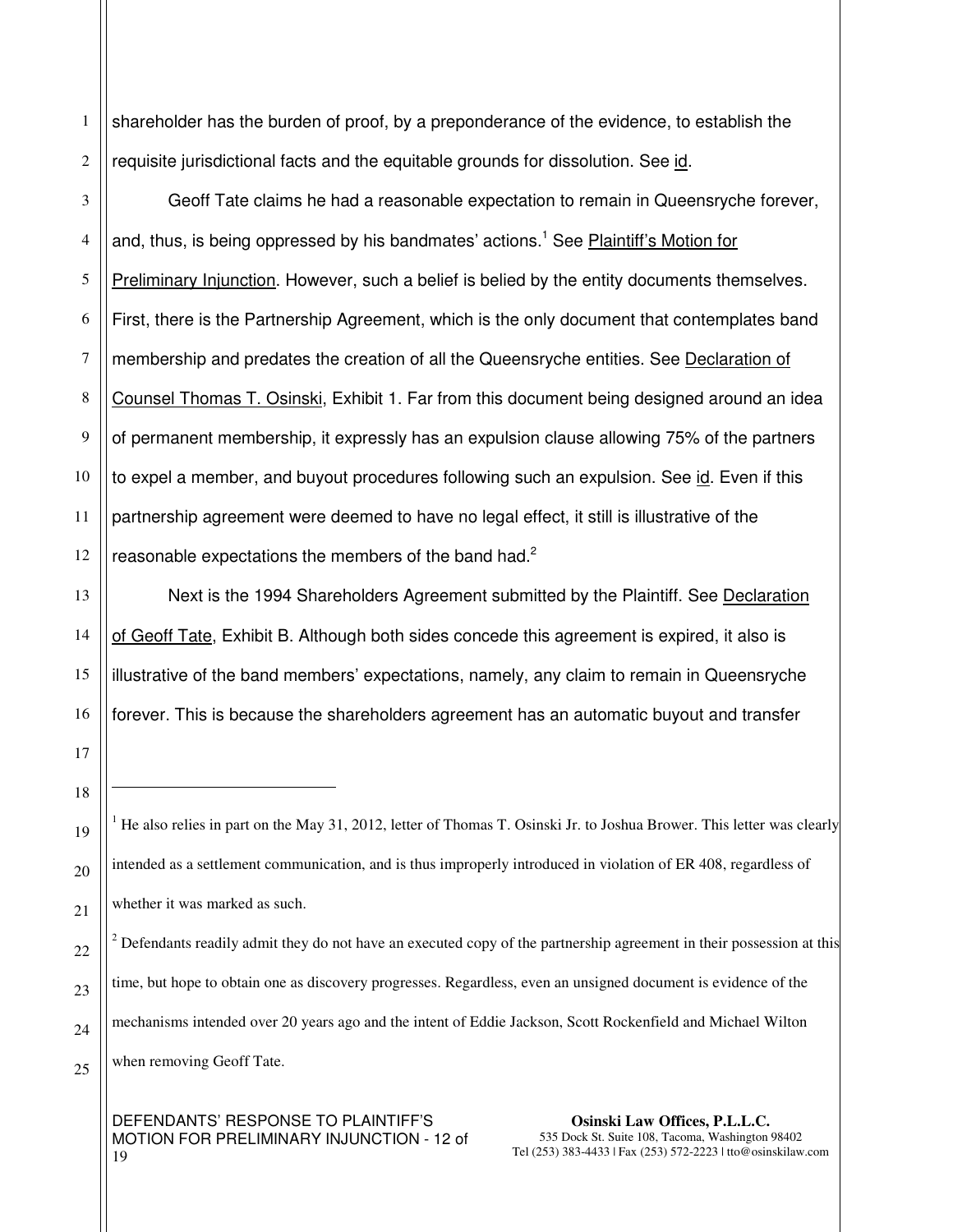shareholder has the burden of proof, by a preponderance of the evidence, to establish the requisite jurisdictional facts and the equitable grounds for dissolution. See id.

Geoff Tate claims he had a reasonable expectation to remain in Queensryche forever, and, thus, is being oppressed by his bandmates' actions.[1] See Plaintiff's Motion for Preliminary Injunction. However, such a belief is belied by the entity documents themselves. First, there is the Partnership Agreement, which is the only document that contemplates band membership and predates the creation of all the Queensryche entities. See Declaration of Counsel Thomas T. Osinski, Exhibit 1. Far from this document being designed around an idea of permanent membership, it expressly has an expulsion clause allowing 75% of the partners to expel a member, and buyout procedures following such an expulsion. See id. Even if this partnership agreement were deemed to have no legal effect, it still is illustrative of the reasonable expectations the members of the band had.[2]

Next is the 1994 Shareholders Agreement submitted by the Plaintiff. See Declaration of Geoff Tate, Exhibit B. Although both sides concede this agreement is expired, it also is illustrative of the band members' expectations, namely, any claim to remain in Queensryche forever. This is because the shareholders agreement has an automatic buyout and transfer

---

[1] He also relies in part on the May 31, 2012, letter of Thomas T. Osinski Jr. to Joshua Brower. This letter was clearly intended as a settlement communication, and is thus improperly introduced in violation of ER 408, regardless of whether it was marked as such.

[2] Defendants readily admit they do not have an executed copy of the partnership agreement in their possession at this time, but hope to obtain one as discovery progresses. Regardless, even an unsigned document is evidence of the mechanisms intended over 20 years ago and the intent of Eddie Jackson, Scott Rockenfield and Michael Wilton when removing Geoff Tate.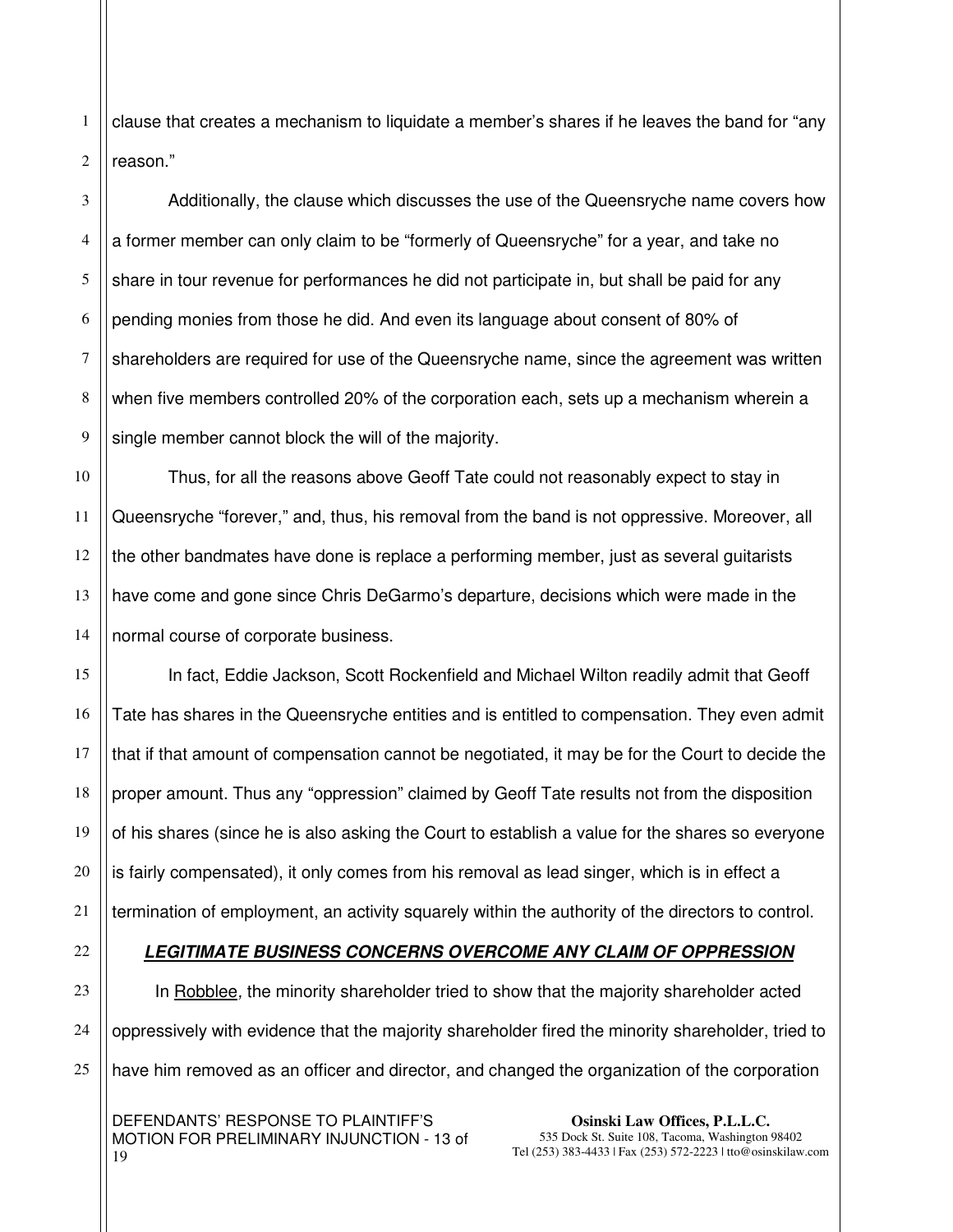clause that creates a mechanism to liquidate a member's shares if he leaves the band for "any reason."

Additionally, the clause which discusses the use of the Queensryche name covers how a former member can only claim to be "formerly of Queensryche" for a year, and take no share in tour revenue for performances he did not participate in, but shall be paid for any pending monies from those he did. And even its language about consent of 80% of shareholders are required for use of the Queensryche name, since the agreement was written when five members controlled 20% of the corporation each, sets up a mechanism wherein a single member cannot block the will of the majority.

Thus, for all the reasons above Geoff Tate could not reasonably expect to stay in Queensryche "forever," and, thus, his removal from the band is not oppressive. Moreover, all the other bandmates have done is replace a performing member, just as several guitarists have come and gone since Chris DeGarmo's departure, decisions which were made in the normal course of corporate business.

In fact, Eddie Jackson, Scott Rockenfield and Michael Wilton readily admit that Geoff Tate has shares in the Queensryche entities and is entitled to compensation. They even admit that if that amount of compensation cannot be negotiated, it may be for the Court to decide the proper amount. Thus any "oppression" claimed by Geoff Tate results not from the disposition of his shares (since he is also asking the Court to establish a value for the shares so everyone is fairly compensated), it only comes from his removal as lead singer, which is in effect a termination of employment, an activity squarely within the authority of the directors to control.

***LEGITIMATE BUSINESS CONCERNS OVERCOME ANY CLAIM OF OPPRESSION***

In Robblee, the minority shareholder tried to show that the majority shareholder acted oppressively with evidence that the majority shareholder fired the minority shareholder, tried to have him removed as an officer and director, and changed the organization of the corporation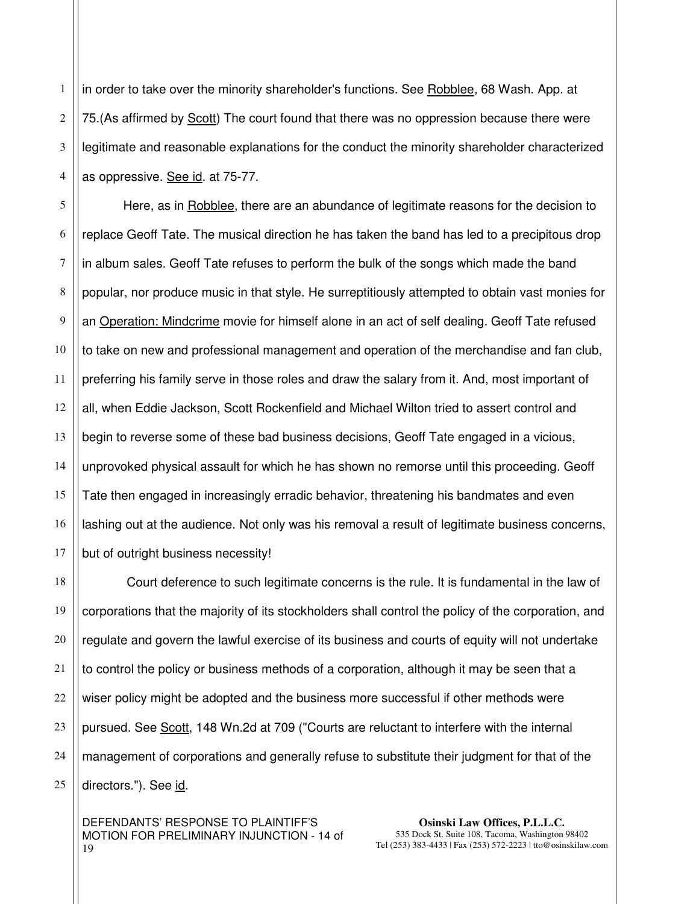in order to take over the minority shareholder's functions. See Robblee, 68 Wash. App. at 75.(As affirmed by Scott) The court found that there was no oppression because there were legitimate and reasonable explanations for the conduct the minority shareholder characterized as oppressive. See id. at 75-77.

Here, as in Robblee, there are an abundance of legitimate reasons for the decision to replace Geoff Tate. The musical direction he has taken the band has led to a precipitous drop in album sales. Geoff Tate refuses to perform the bulk of the songs which made the band popular, nor produce music in that style. He surreptitiously attempted to obtain vast monies for an Operation: Mindcrime movie for himself alone in an act of self dealing. Geoff Tate refused to take on new and professional management and operation of the merchandise and fan club, preferring his family serve in those roles and draw the salary from it. And, most important of all, when Eddie Jackson, Scott Rockenfield and Michael Wilton tried to assert control and begin to reverse some of these bad business decisions, Geoff Tate engaged in a vicious, unprovoked physical assault for which he has shown no remorse until this proceeding. Geoff Tate then engaged in increasingly erradic behavior, threatening his bandmates and even lashing out at the audience. Not only was his removal a result of legitimate business concerns, but of outright business necessity!

Court deference to such legitimate concerns is the rule. It is fundamental in the law of corporations that the majority of its stockholders shall control the policy of the corporation, and regulate and govern the lawful exercise of its business and courts of equity will not undertake to control the policy or business methods of a corporation, although it may be seen that a wiser policy might be adopted and the business more successful if other methods were pursued. See Scott, 148 Wn.2d at 709 ("Courts are reluctant to interfere with the internal management of corporations and generally refuse to substitute their judgment for that of the directors."). See id.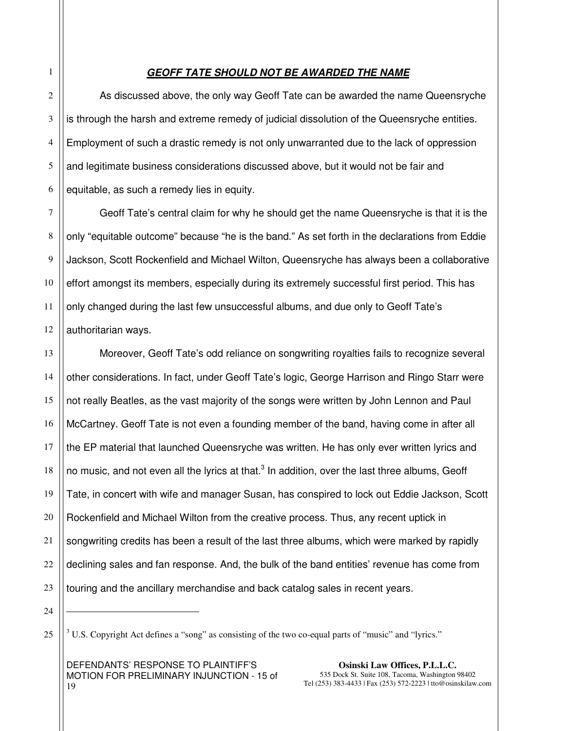***GEOFF TATE SHOULD NOT BE AWARDED THE NAME***

As discussed above, the only way Geoff Tate can be awarded the name Queensryche is through the harsh and extreme remedy of judicial dissolution of the Queensryche entities. Employment of such a drastic remedy is not only unwarranted due to the lack of oppression and legitimate business considerations discussed above, but it would not be fair and equitable, as such a remedy lies in equity.

Geoff Tate's central claim for why he should get the name Queensryche is that it is the only "equitable outcome" because "he is the band." As set forth in the declarations from Eddie Jackson, Scott Rockenfield and Michael Wilton, Queensryche has always been a collaborative effort amongst its members, especially during its extremely successful first period. This has only changed during the last few unsuccessful albums, and due only to Geoff Tate's authoritarian ways.

Moreover, Geoff Tate's odd reliance on songwriting royalties fails to recognize several other considerations. In fact, under Geoff Tate's logic, George Harrison and Ringo Starr were not really Beatles, as the vast majority of the songs were written by John Lennon and Paul McCartney. Geoff Tate is not even a founding member of the band, having come in after all the EP material that launched Queensryche was written. He has only ever written lyrics and no music, and not even all the lyrics at that.[3] In addition, over the last three albums, Geoff Tate, in concert with wife and manager Susan, has conspired to lock out Eddie Jackson, Scott Rockenfield and Michael Wilton from the creative process. Thus, any recent uptick in songwriting credits has been a result of the last three albums, which were marked by rapidly declining sales and fan response. And, the bulk of the band entities' revenue has come from touring and the ancillary merchandise and back catalog sales in recent years.

---

[3] U.S. Copyright Act defines a "song" as consisting of the two co-equal parts of "music" and "lyrics."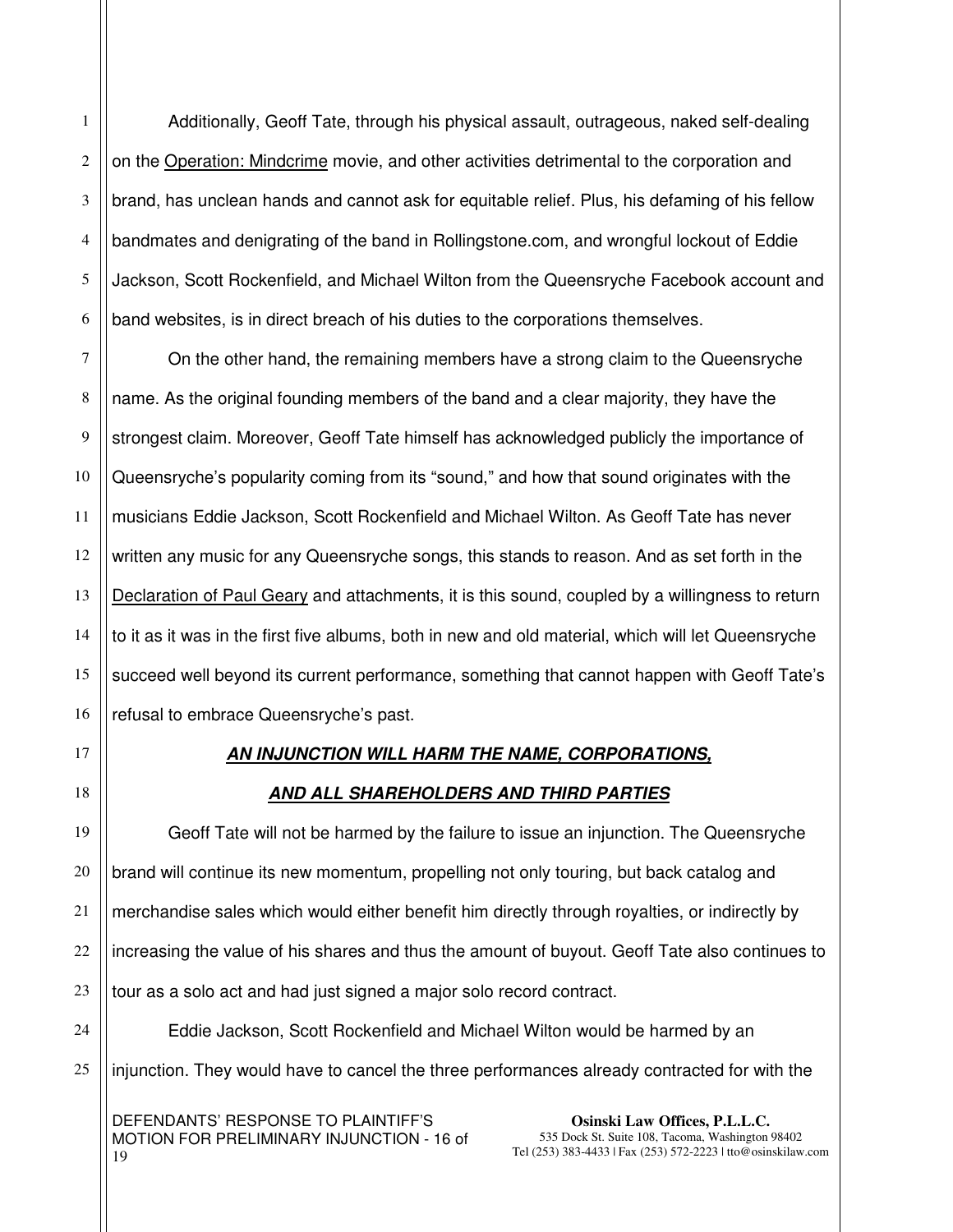Additionally, Geoff Tate, through his physical assault, outrageous, naked self-dealing on the Operation: Mindcrime movie, and other activities detrimental to the corporation and brand, has unclean hands and cannot ask for equitable relief. Plus, his defaming of his fellow bandmates and denigrating of the band in Rollingstone.com, and wrongful lockout of Eddie Jackson, Scott Rockenfield, and Michael Wilton from the Queensryche Facebook account and band websites, is in direct breach of his duties to the corporations themselves.

On the other hand, the remaining members have a strong claim to the Queensryche name. As the original founding members of the band and a clear majority, they have the strongest claim. Moreover, Geoff Tate himself has acknowledged publicly the importance of Queensryche's popularity coming from its "sound," and how that sound originates with the musicians Eddie Jackson, Scott Rockenfield and Michael Wilton. As Geoff Tate has never written any music for any Queensryche songs, this stands to reason. And as set forth in the Declaration of Paul Geary and attachments, it is this sound, coupled by a willingness to return to it as it was in the first five albums, both in new and old material, which will let Queensryche succeed well beyond its current performance, something that cannot happen with Geoff Tate's refusal to embrace Queensryche's past.

***AN INJUNCTION WILL HARM THE NAME, CORPORATIONS, AND ALL SHAREHOLDERS AND THIRD PARTIES***

Geoff Tate will not be harmed by the failure to issue an injunction. The Queensryche brand will continue its new momentum, propelling not only touring, but back catalog and merchandise sales which would either benefit him directly through royalties, or indirectly by increasing the value of his shares and thus the amount of buyout. Geoff Tate also continues to tour as a solo act and had just signed a major solo record contract.

Eddie Jackson, Scott Rockenfield and Michael Wilton would be harmed by an injunction. They would have to cancel the three performances already contracted for with the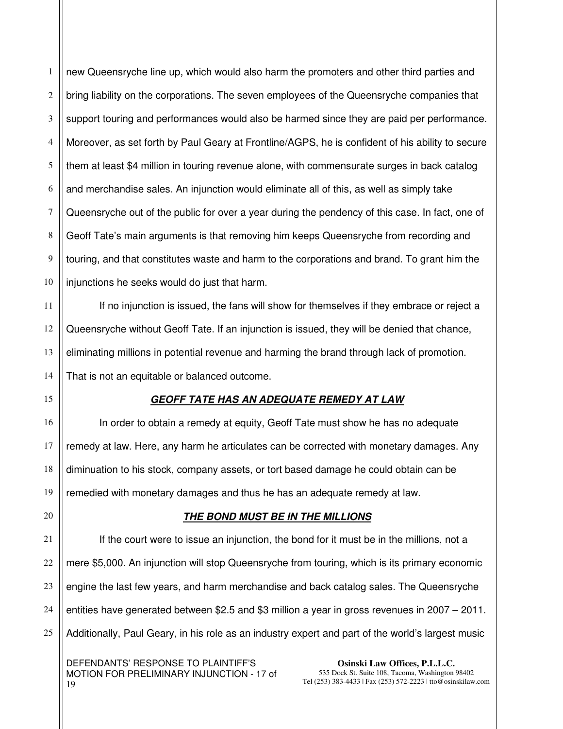new Queensryche line up, which would also harm the promoters and other third parties and bring liability on the corporations. The seven employees of the Queensryche companies that support touring and performances would also be harmed since they are paid per performance. Moreover, as set forth by Paul Geary at Frontline/AGPS, he is confident of his ability to secure them at least $4 million in touring revenue alone, with commensurate surges in back catalog and merchandise sales. An injunction would eliminate all of this, as well as simply take Queensryche out of the public for over a year during the pendency of this case. In fact, one of Geoff Tate's main arguments is that removing him keeps Queensryche from recording and touring, and that constitutes waste and harm to the corporations and brand. To grant him the injunctions he seeks would do just that harm.

If no injunction is issued, the fans will show for themselves if they embrace or reject a Queensryche without Geoff Tate. If an injunction is issued, they will be denied that chance, eliminating millions in potential revenue and harming the brand through lack of promotion. That is not an equitable or balanced outcome.

## ***GEOFF TATE HAS AN ADEQUATE REMEDY AT LAW***

In order to obtain a remedy at equity, Geoff Tate must show he has no adequate remedy at law. Here, any harm he articulates can be corrected with monetary damages. Any diminuation to his stock, company assets, or tort based damage he could obtain can be remedied with monetary damages and thus he has an adequate remedy at law.

## ***THE BOND MUST BE IN THE MILLIONS***

If the court were to issue an injunction, the bond for it must be in the millions, not a mere $5,000. An injunction will stop Queensryche from touring, which is its primary economic engine the last few years, and harm merchandise and back catalog sales. The Queensryche entities have generated between $2.5 and $3 million a year in gross revenues in 2007 – 2011. Additionally, Paul Geary, in his role as an industry expert and part of the world's largest music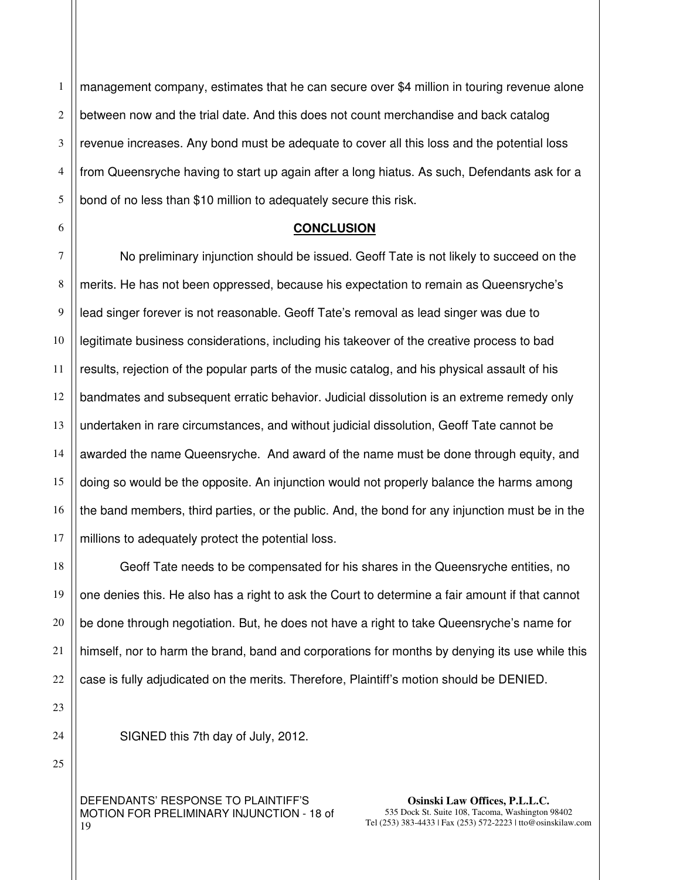management company, estimates that he can secure over $4 million in touring revenue alone between now and the trial date. And this does not count merchandise and back catalog revenue increases. Any bond must be adequate to cover all this loss and the potential loss from Queensryche having to start up again after a long hiatus. As such, Defendants ask for a bond of no less than $10 million to adequately secure this risk.

## **CONCLUSION**

No preliminary injunction should be issued. Geoff Tate is not likely to succeed on the merits. He has not been oppressed, because his expectation to remain as Queensryche's lead singer forever is not reasonable. Geoff Tate's removal as lead singer was due to legitimate business considerations, including his takeover of the creative process to bad results, rejection of the popular parts of the music catalog, and his physical assault of his bandmates and subsequent erratic behavior. Judicial dissolution is an extreme remedy only undertaken in rare circumstances, and without judicial dissolution, Geoff Tate cannot be awarded the name Queensryche. And award of the name must be done through equity, and doing so would be the opposite. An injunction would not properly balance the harms among the band members, third parties, or the public. And, the bond for any injunction must be in the millions to adequately protect the potential loss.

Geoff Tate needs to be compensated for his shares in the Queensryche entities, no one denies this. He also has a right to ask the Court to determine a fair amount if that cannot be done through negotiation. But, he does not have a right to take Queensryche's name for himself, nor to harm the brand, band and corporations for months by denying its use while this case is fully adjudicated on the merits. Therefore, Plaintiff's motion should be DENIED.

SIGNED this 7th day of July, 2012.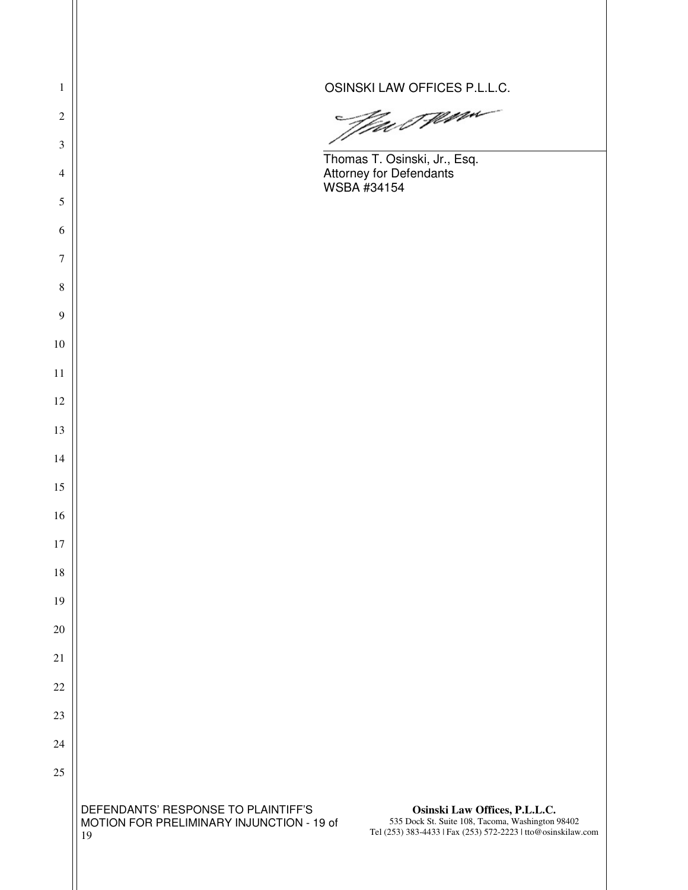OSINSKI LAW OFFICES P.L.L.C.

Thomas T. Osinski, Jr., Esq.
Attorney for Defendants
WSBA #34154